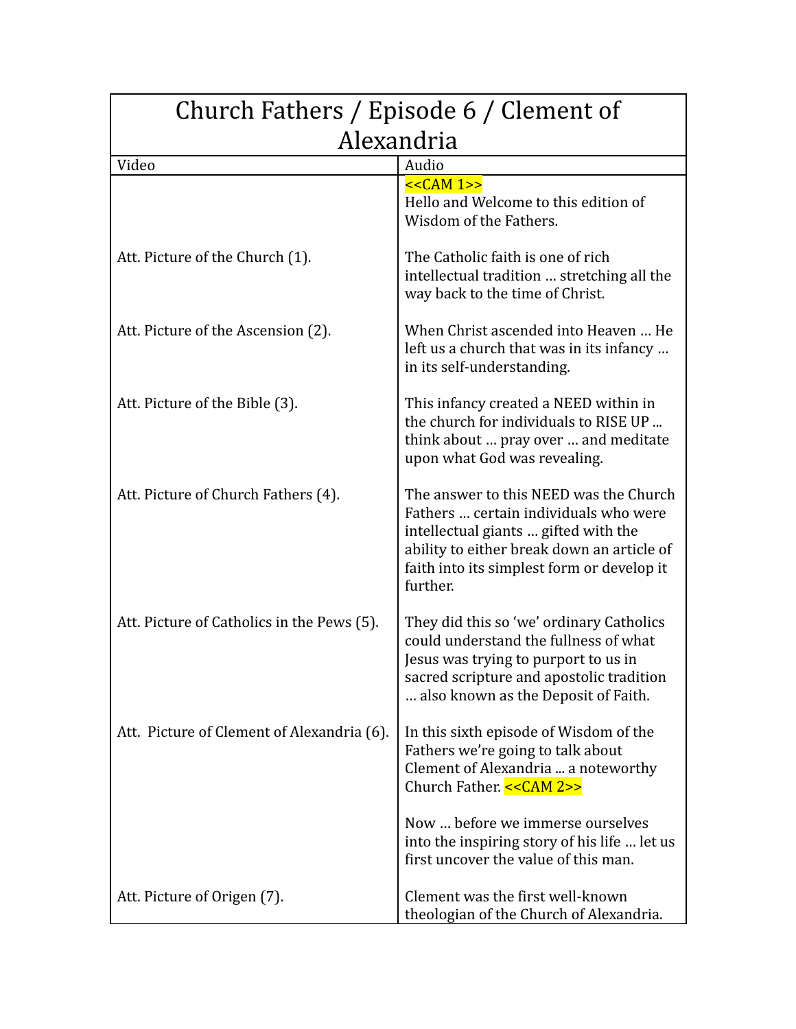| Church Fathers / Episode 6 / Clement of Alexandria | |
|---|---|
| Video | Audio |
| | <<CAM 1>> Hello and Welcome to this edition of Wisdom of the Fathers. |
| Att. Picture of the Church (1). | The Catholic faith is one of rich intellectual tradition … stretching all the way back to the time of Christ. |
| Att. Picture of the Ascension (2). | When Christ ascended into Heaven … He left us a church that was in its infancy … in its self-understanding. |
| Att. Picture of the Bible (3). | This infancy created a NEED within in the church for individuals to RISE UP ... think about … pray over … and meditate upon what God was revealing. |
| Att. Picture of Church Fathers (4). | The answer to this NEED was the Church Fathers … certain individuals who were intellectual giants … gifted with the ability to either break down an article of faith into its simplest form or develop it further. |
| Att. Picture of Catholics in the Pews (5). | They did this so 'we' ordinary Catholics could understand the fullness of what Jesus was trying to purport to us in sacred scripture and apostolic tradition … also known as the Deposit of Faith. |
| Att. Picture of Clement of Alexandria (6). | In this sixth episode of Wisdom of the Fathers we're going to talk about Clement of Alexandria ... a noteworthy Church Father. <<CAM 2>> |
| | Now … before we immerse ourselves into the inspiring story of his life … let us first uncover the value of this man. |
| Att. Picture of Origen (7). | Clement was the first well-known theologian of the Church of Alexandria. |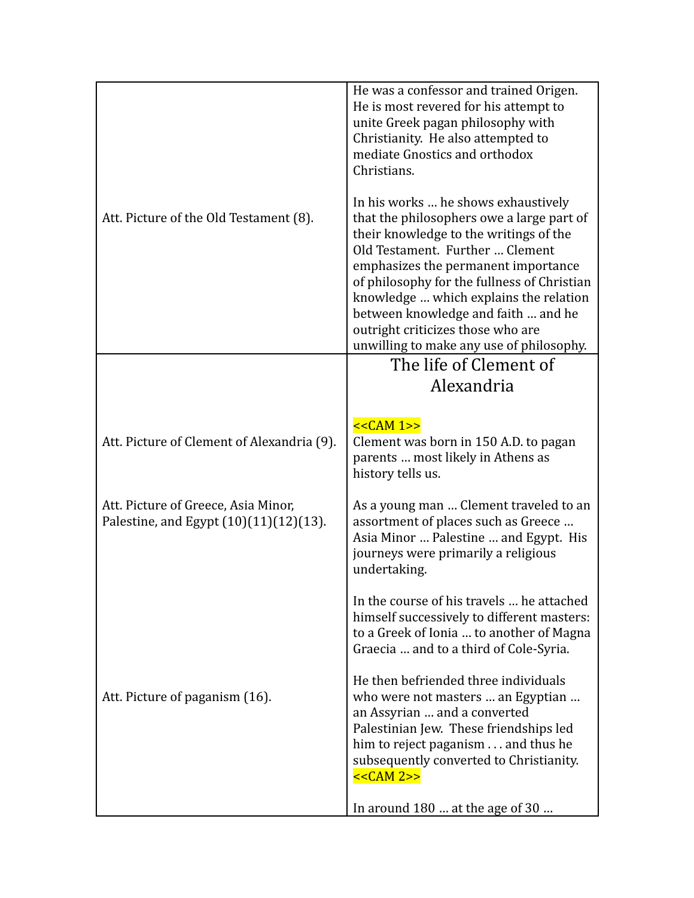| | |
|---|---|
| Att. Picture of the Old Testament (8). | He was a confessor and trained Origen. He is most revered for his attempt to unite Greek pagan philosophy with Christianity. He also attempted to mediate Gnostics and orthodox Christians.<br><br>In his works … he shows exhaustively that the philosophers owe a large part of their knowledge to the writings of the Old Testament. Further … Clement emphasizes the permanent importance of philosophy for the fullness of Christian knowledge … which explains the relation between knowledge and faith … and he outright criticizes those who are unwilling to make any use of philosophy. |
| Att. Picture of Clement of Alexandria (9).<br><br>Att. Picture of Greece, Asia Minor, Palestine, and Egypt (10)(11)(12)(13).<br><br>Att. Picture of paganism (16). | **The life of Clement of Alexandria**<br><br><<CAM 1>><br>Clement was born in 150 A.D. to pagan parents … most likely in Athens as history tells us.<br><br>As a young man … Clement traveled to an assortment of places such as Greece … Asia Minor … Palestine … and Egypt. His journeys were primarily a religious undertaking.<br><br>In the course of his travels … he attached himself successively to different masters: to a Greek of Ionia … to another of Magna Graecia … and to a third of Cole-Syria.<br><br>He then befriended three individuals who were not masters … an Egyptian … an Assyrian … and a converted Palestinian Jew. These friendships led him to reject paganism . . . and thus he subsequently converted to Christianity.<br><<CAM 2>><br><br>In around 180 … at the age of 30 … |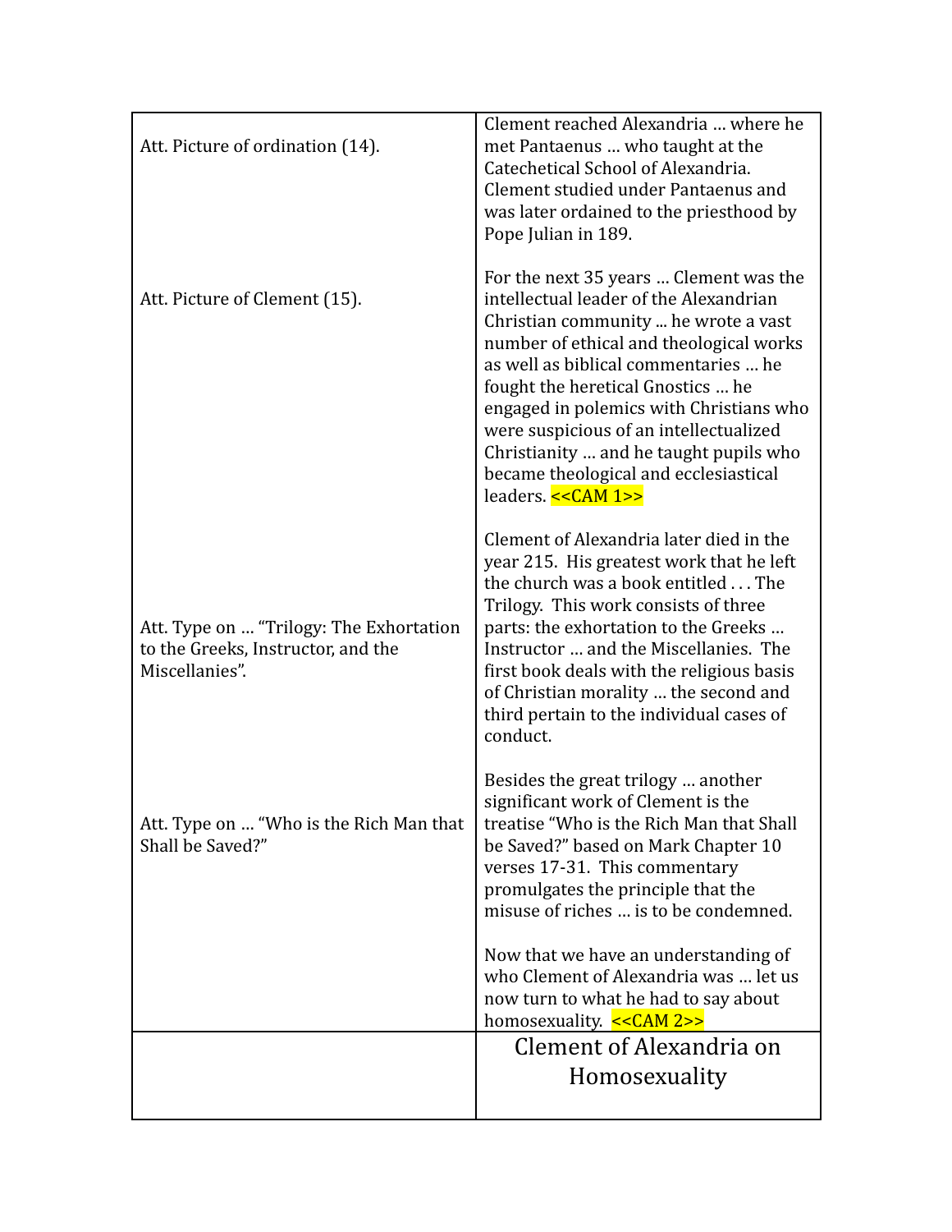| | |
|---|---|
| Att. Picture of ordination (14). | Clement reached Alexandria … where he met Pantaenus … who taught at the Catechetical School of Alexandria. Clement studied under Pantaenus and was later ordained to the priesthood by Pope Julian in 189. |
| Att. Picture of Clement (15). | For the next 35 years … Clement was the intellectual leader of the Alexandrian Christian community ... he wrote a vast number of ethical and theological works as well as biblical commentaries … he fought the heretical Gnostics … he engaged in polemics with Christians who were suspicious of an intellectualized Christianity … and he taught pupils who became theological and ecclesiastical leaders. <<CAM 1>> |
| Att. Type on … "Trilogy: The Exhortation to the Greeks, Instructor, and the Miscellanies". | Clement of Alexandria later died in the year 215. His greatest work that he left the church was a book entitled . . . The Trilogy. This work consists of three parts: the exhortation to the Greeks … Instructor … and the Miscellanies. The first book deals with the religious basis of Christian morality … the second and third pertain to the individual cases of conduct. |
| Att. Type on … "Who is the Rich Man that Shall be Saved?" | Besides the great trilogy … another significant work of Clement is the treatise "Who is the Rich Man that Shall be Saved?" based on Mark Chapter 10 verses 17-31. This commentary promulgates the principle that the misuse of riches … is to be condemned. |
| | Now that we have an understanding of who Clement of Alexandria was … let us now turn to what he had to say about homosexuality. <<CAM 2>> |
| | Clement of Alexandria on Homosexuality |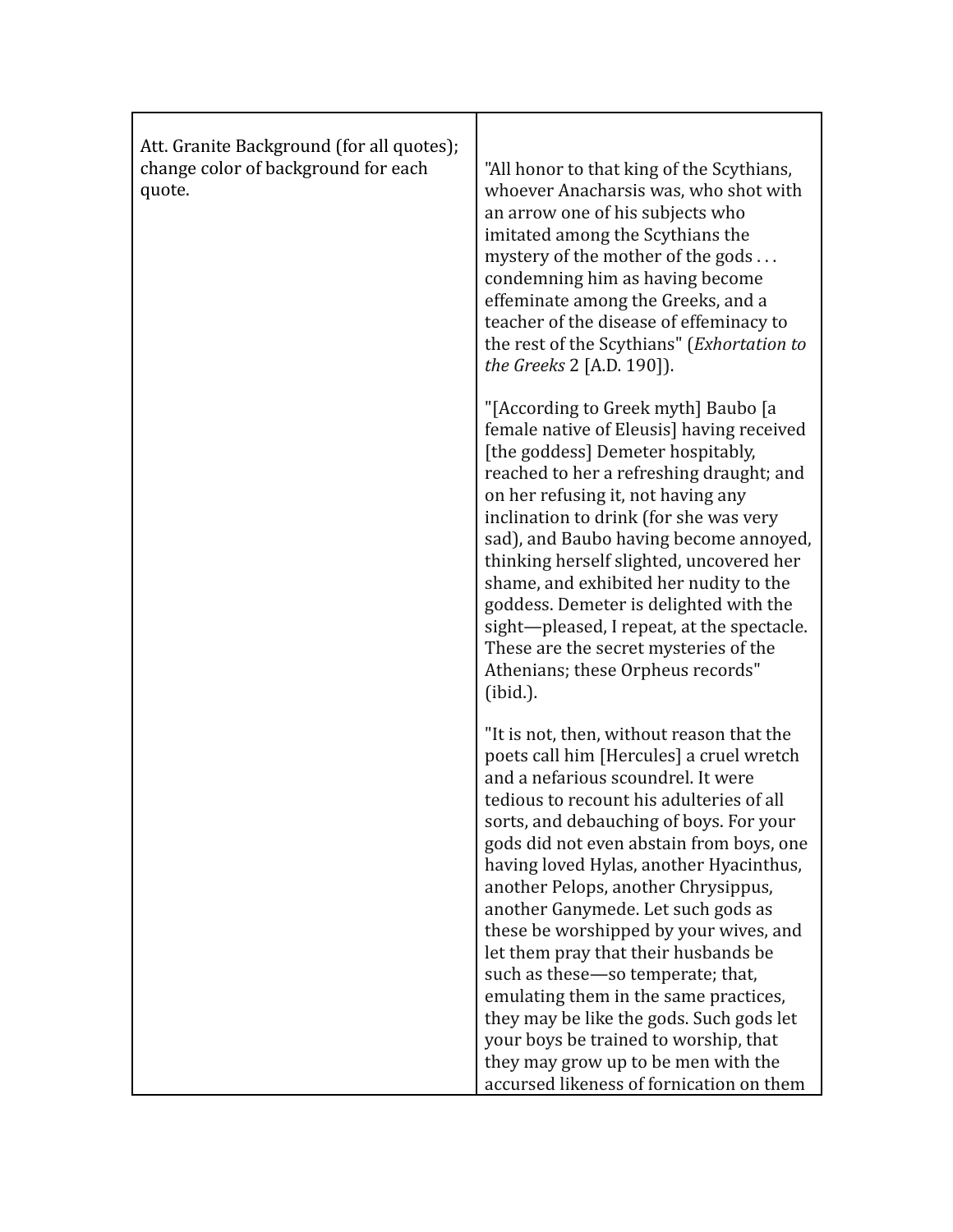| Att. Granite Background (for all quotes); change color of background for each quote. | "All honor to that king of the Scythians, whoever Anacharsis was, who shot with an arrow one of his subjects who imitated among the Scythians the mystery of the mother of the gods . . . condemning him as having become effeminate among the Greeks, and a teacher of the disease of effeminacy to the rest of the Scythians" (*Exhortation to the Greeks* 2 [A.D. 190]).<br><br>"[According to Greek myth] Baubo [a female native of Eleusis] having received [the goddess] Demeter hospitably, reached to her a refreshing draught; and on her refusing it, not having any inclination to drink (for she was very sad), and Baubo having become annoyed, thinking herself slighted, uncovered her shame, and exhibited her nudity to the goddess. Demeter is delighted with the sight—pleased, I repeat, at the spectacle. These are the secret mysteries of the Athenians; these Orpheus records" (ibid.).<br><br>"It is not, then, without reason that the poets call him [Hercules] a cruel wretch and a nefarious scoundrel. It were tedious to recount his adulteries of all sorts, and debauching of boys. For your gods did not even abstain from boys, one having loved Hylas, another Hyacinthus, another Pelops, another Chrysippus, another Ganymede. Let such gods as these be worshipped by your wives, and let them pray that their husbands be such as these—so temperate; that, emulating them in the same practices, they may be like the gods. Such gods let your boys be trained to worship, that they may grow up to be men with the accursed likeness of fornication on them |
|---|---|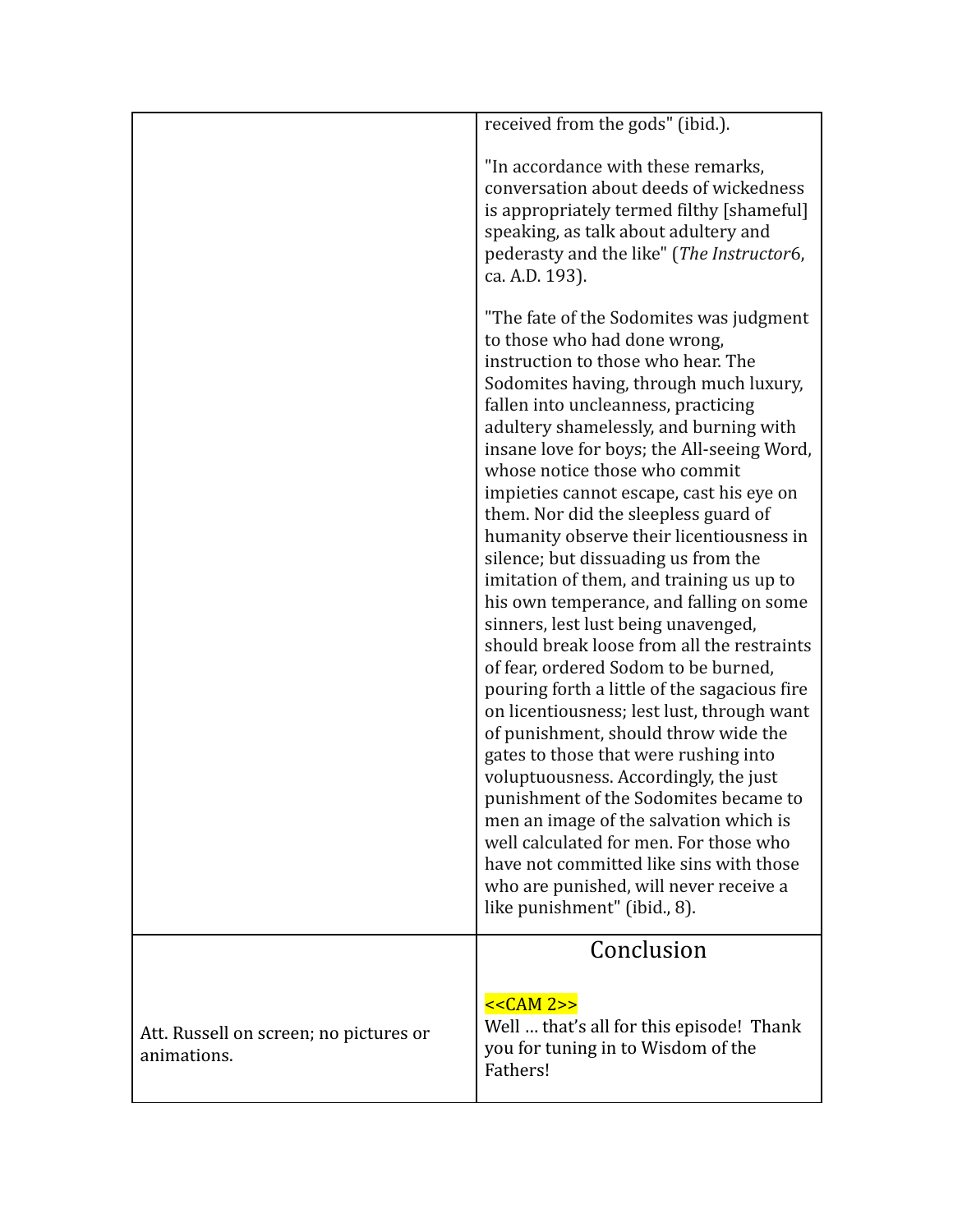| | |
|---|---|
| | received from the gods" (ibid.).<br><br>"In accordance with these remarks, conversation about deeds of wickedness is appropriately termed filthy [shameful] speaking, as talk about adultery and pederasty and the like" (*The Instructor*6, ca. A.D. 193).<br><br>"The fate of the Sodomites was judgment to those who had done wrong, instruction to those who hear. The Sodomites having, through much luxury, fallen into uncleanness, practicing adultery shamelessly, and burning with insane love for boys; the All-seeing Word, whose notice those who commit impieties cannot escape, cast his eye on them. Nor did the sleepless guard of humanity observe their licentiousness in silence; but dissuading us from the imitation of them, and training us up to his own temperance, and falling on some sinners, lest lust being unavenged, should break loose from all the restraints of fear, ordered Sodom to be burned, pouring forth a little of the sagacious fire on licentiousness; lest lust, through want of punishment, should throw wide the gates to those that were rushing into voluptuousness. Accordingly, the just punishment of the Sodomites became to men an image of the salvation which is well calculated for men. For those who have not committed like sins with those who are punished, will never receive a like punishment" (ibid., 8). |
| Att. Russell on screen; no pictures or animations. | Conclusion<br><br><<CAM 2>><br>Well … that's all for this episode! Thank you for tuning in to Wisdom of the Fathers! |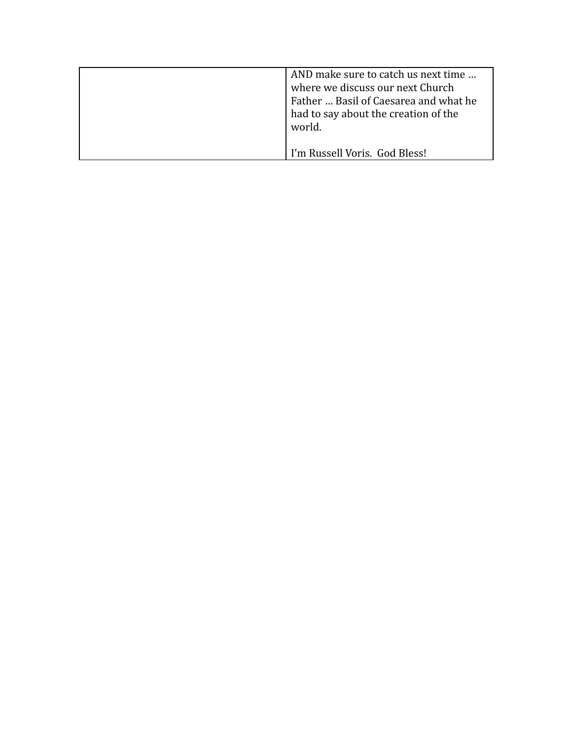| | |
|---|---|
| | AND make sure to catch us next time … where we discuss our next Church Father … Basil of Caesarea and what he had to say about the creation of the world.<br><br>I'm Russell Voris. God Bless! |